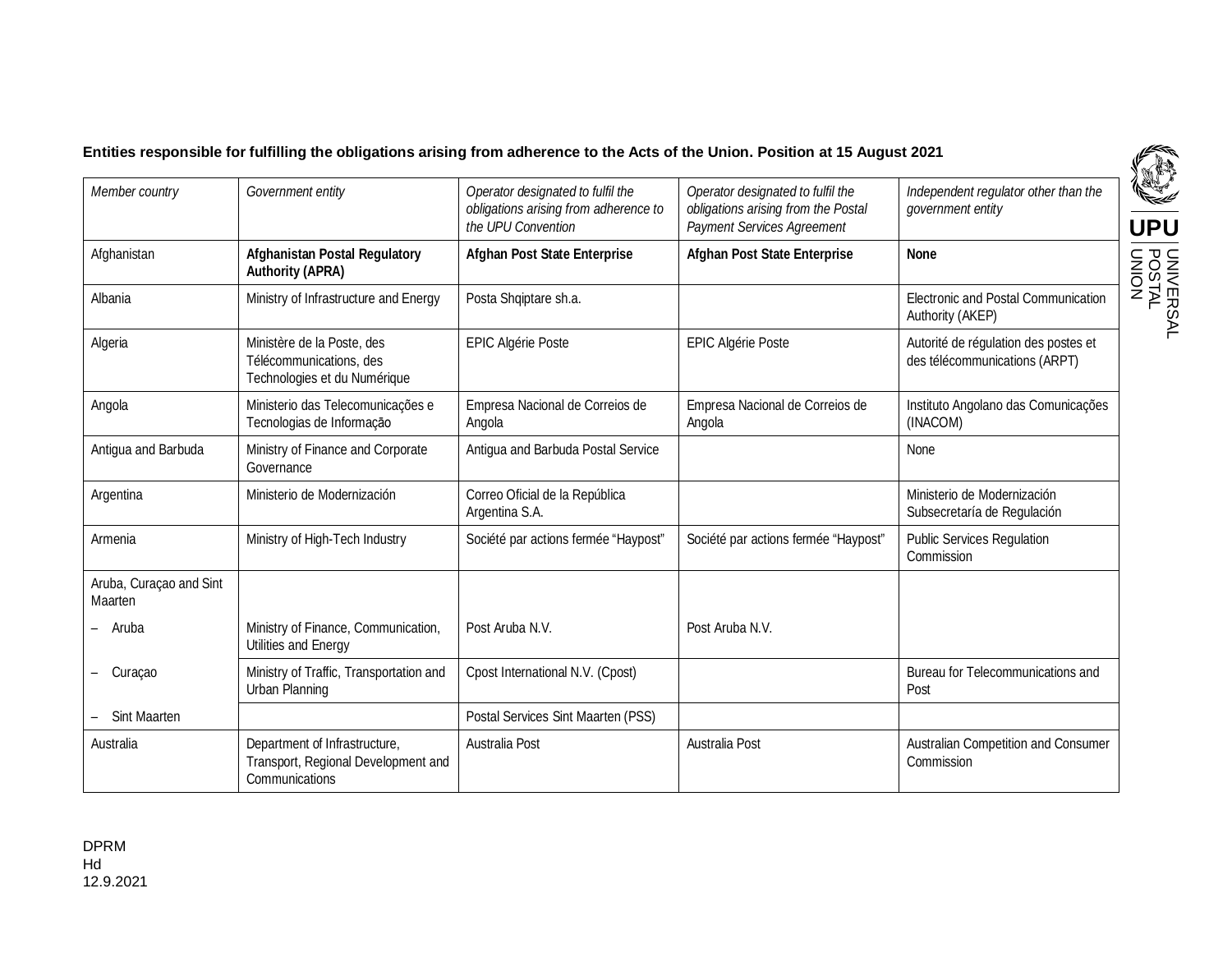**Entities responsible for fulfilling the obligations arising from adherence to the Acts of the Union. Position at 15 August 2021**

| *Member country* | *Government entity* | *Operator designated to fulfil the obligations arising from adherence to the UPU Convention* | *Operator designated to fulfil the obligations arising from the Postal Payment Services Agreement* | *Independent regulator other than the government entity* |
|---|---|---|---|---|
| Afghanistan | **Afghanistan Postal Regulatory Authority (APRA)** | **Afghan Post State Enterprise** | **Afghan Post State Enterprise** | **None** |
| Albania | Ministry of Infrastructure and Energy | Posta Shqiptare sh.a. | | Electronic and Postal Communication Authority (AKEP) |
| Algeria | Ministère de la Poste, des Télécommunications, des Technologies et du Numérique | EPIC Algérie Poste | EPIC Algérie Poste | Autorité de régulation des postes et des télécommunications (ARPT) |
| Angola | Ministerio das Telecomunicações e Tecnologias de Informação | Empresa Nacional de Correios de Angola | Empresa Nacional de Correios de Angola | Instituto Angolano das Comunicações (INACOM) |
| Antigua and Barbuda | Ministry of Finance and Corporate Governance | Antigua and Barbuda Postal Service | | None |
| Argentina | Ministerio de Modernización | Correo Oficial de la República Argentina S.A. | | Ministerio de Modernización Subsecretaría de Regulación |
| Armenia | Ministry of High-Tech Industry | Société par actions fermée "Haypost" | Société par actions fermée "Haypost" | Public Services Regulation Commission |
| Aruba, Curaçao and Sint Maarten | | | | |
| – Aruba | Ministry of Finance, Communication, Utilities and Energy | Post Aruba N.V. | Post Aruba N.V. | |
| – Curaçao | Ministry of Traffic, Transportation and Urban Planning | Cpost International N.V. (Cpost) | | Bureau for Telecommunications and Post |
| – Sint Maarten | | Postal Services Sint Maarten (PSS) | | |
| Australia | Department of Infrastructure, Transport, Regional Development and Communications | Australia Post | Australia Post | Australian Competition and Consumer Commission |

DPRM
Hd
12.9.2021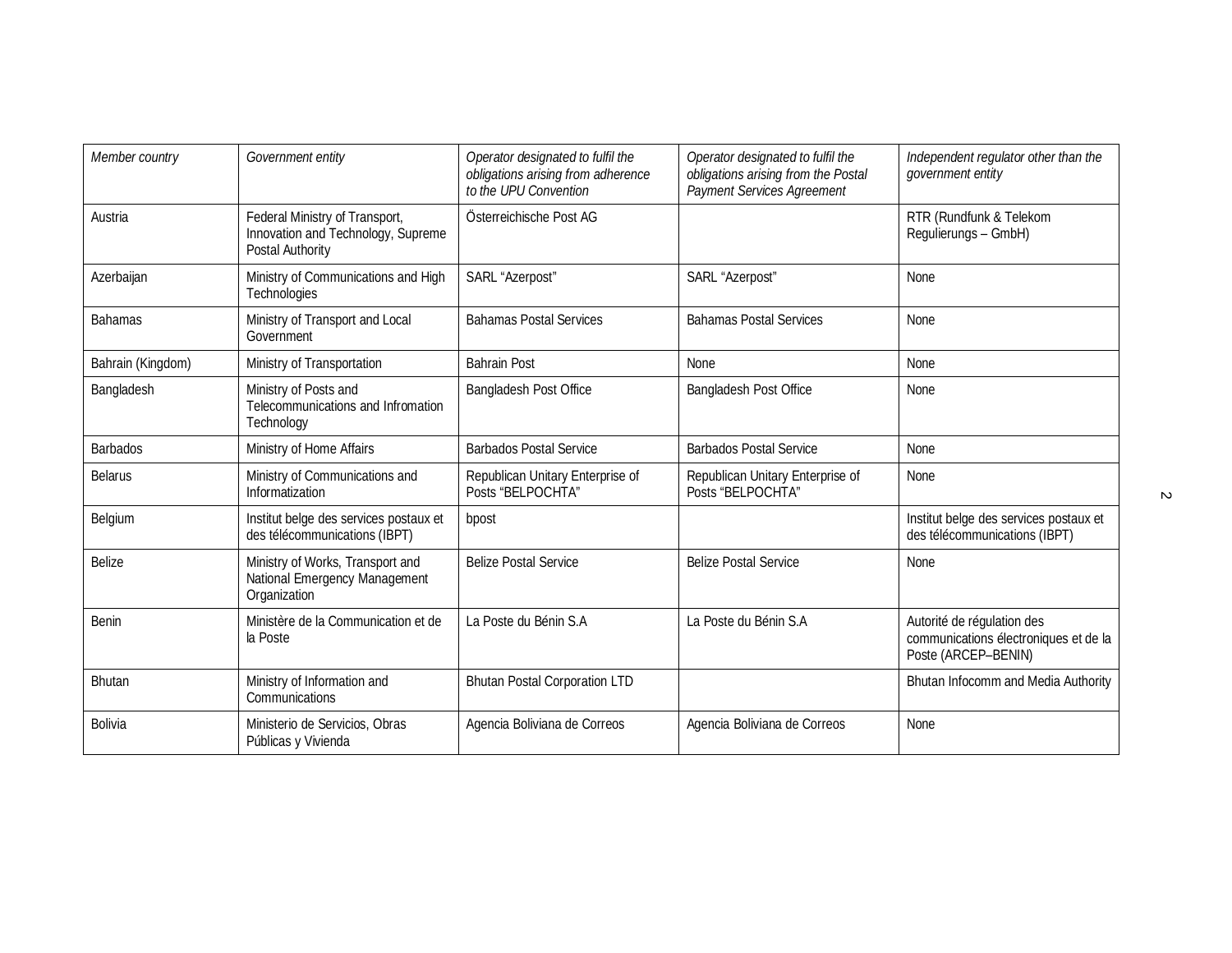| *Member country* | *Government entity* | *Operator designated to fulfil the obligations arising from adherence to the UPU Convention* | *Operator designated to fulfil the obligations arising from the Postal Payment Services Agreement* | *Independent regulator other than the government entity* |
|---|---|---|---|---|
| Austria | Federal Ministry of Transport, Innovation and Technology, Supreme Postal Authority | Österreichische Post AG | | RTR (Rundfunk & Telekom Regulierungs – GmbH) |
| Azerbaijan | Ministry of Communications and High Technologies | SARL "Azerpost" | SARL "Azerpost" | None |
| Bahamas | Ministry of Transport and Local Government | Bahamas Postal Services | Bahamas Postal Services | None |
| Bahrain (Kingdom) | Ministry of Transportation | Bahrain Post | None | None |
| Bangladesh | Ministry of Posts and Telecommunications and Infromation Technology | Bangladesh Post Office | Bangladesh Post Office | None |
| Barbados | Ministry of Home Affairs | Barbados Postal Service | Barbados Postal Service | None |
| Belarus | Ministry of Communications and Informatization | Republican Unitary Enterprise of Posts "BELPOCHTA" | Republican Unitary Enterprise of Posts "BELPOCHTA" | None |
| Belgium | Institut belge des services postaux et des télécommunications (IBPT) | bpost | | Institut belge des services postaux et des télécommunications (IBPT) |
| Belize | Ministry of Works, Transport and National Emergency Management Organization | Belize Postal Service | Belize Postal Service | None |
| Benin | Ministère de la Communication et de la Poste | La Poste du Bénin S.A | La Poste du Bénin S.A | Autorité de régulation des communications électroniques et de la Poste (ARCEP–BENIN) |
| Bhutan | Ministry of Information and Communications | Bhutan Postal Corporation LTD | | Bhutan Infocomm and Media Authority |
| Bolivia | Ministerio de Servicios, Obras Públicas y Vivienda | Agencia Boliviana de Correos | Agencia Boliviana de Correos | None |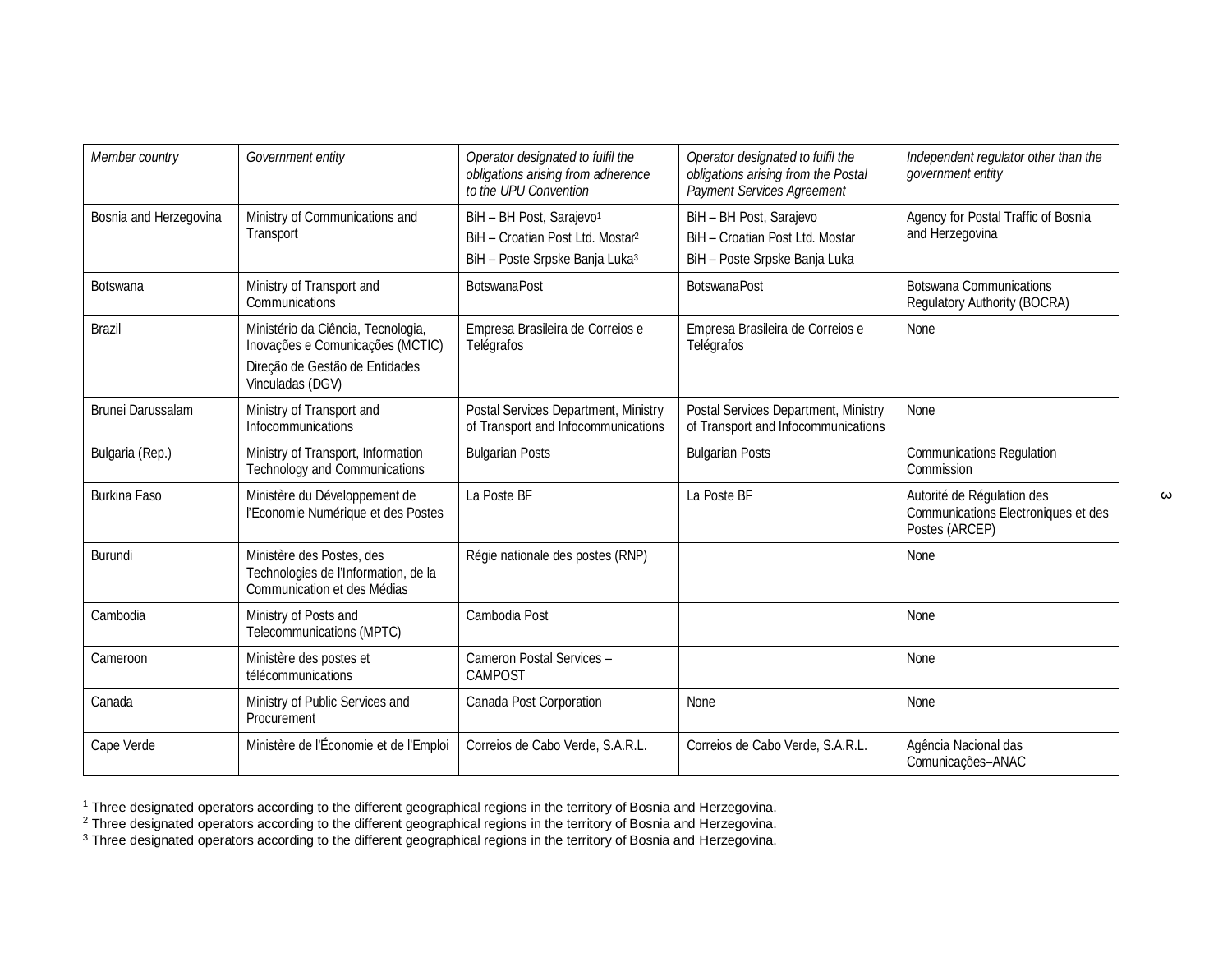| *Member country* | *Government entity* | *Operator designated to fulfil the obligations arising from adherence to the UPU Convention* | *Operator designated to fulfil the obligations arising from the Postal Payment Services Agreement* | *Independent regulator other than the government entity* |
|---|---|---|---|---|
| Bosnia and Herzegovina | Ministry of Communications and Transport | BiH – BH Post, Sarajevo[1]<br>BiH – Croatian Post Ltd. Mostar[2]<br>BiH – Poste Srpske Banja Luka[3] | BiH – BH Post, Sarajevo<br>BiH – Croatian Post Ltd. Mostar<br>BiH – Poste Srpske Banja Luka | Agency for Postal Traffic of Bosnia and Herzegovina |
| Botswana | Ministry of Transport and Communications | BotswanaPost | BotswanaPost | Botswana Communications Regulatory Authority (BOCRA) |
| Brazil | Ministério da Ciência, Tecnologia, Inovações e Comunicações (MCTIC)<br>Direção de Gestão de Entidades Vinculadas (DGV) | Empresa Brasileira de Correios e Telégrafos | Empresa Brasileira de Correios e Telégrafos | None |
| Brunei Darussalam | Ministry of Transport and Infocommunications | Postal Services Department, Ministry of Transport and Infocommunications | Postal Services Department, Ministry of Transport and Infocommunications | None |
| Bulgaria (Rep.) | Ministry of Transport, Information Technology and Communications | Bulgarian Posts | Bulgarian Posts | Communications Regulation Commission |
| Burkina Faso | Ministère du Développement de l'Economie Numérique et des Postes | La Poste BF | La Poste BF | Autorité de Régulation des Communications Electroniques et des Postes (ARCEP) |
| Burundi | Ministère des Postes, des Technologies de l'Information, de la Communication et des Médias | Régie nationale des postes (RNP) | | None |
| Cambodia | Ministry of Posts and Telecommunications (MPTC) | Cambodia Post | | None |
| Cameroon | Ministère des postes et télécommunications | Cameron Postal Services – CAMPOST | | None |
| Canada | Ministry of Public Services and Procurement | Canada Post Corporation | None | None |
| Cape Verde | Ministère de l'Économie et de l'Emploi | Correios de Cabo Verde, S.A.R.L. | Correios de Cabo Verde, S.A.R.L. | Agência Nacional das Comunicações–ANAC |

[1] Three designated operators according to the different geographical regions in the territory of Bosnia and Herzegovina.
[2] Three designated operators according to the different geographical regions in the territory of Bosnia and Herzegovina.
[3] Three designated operators according to the different geographical regions in the territory of Bosnia and Herzegovina.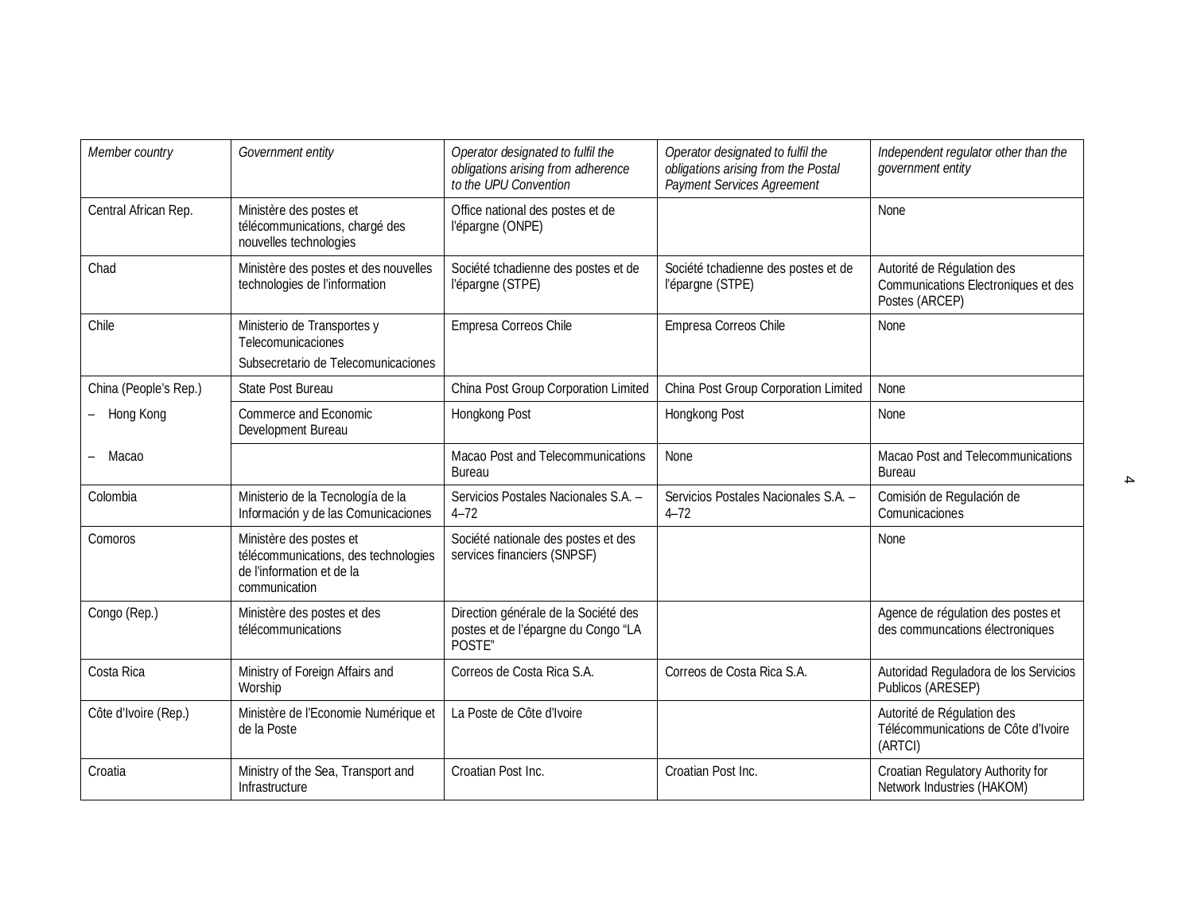| *Member country* | *Government entity* | *Operator designated to fulfil the obligations arising from adherence to the UPU Convention* | *Operator designated to fulfil the obligations arising from the Postal Payment Services Agreement* | *Independent regulator other than the government entity* |
|---|---|---|---|---|
| Central African Rep. | Ministère des postes et télécommunications, chargé des nouvelles technologies | Office national des postes et de l'épargne (ONPE) | | None |
| Chad | Ministère des postes et des nouvelles technologies de l'information | Société tchadienne des postes et de l'épargne (STPE) | Société tchadienne des postes et de l'épargne (STPE) | Autorité de Régulation des Communications Electroniques et des Postes (ARCEP) |
| Chile | Ministerio de Transportes y Telecomunicaciones<br>Subsecretario de Telecomunicaciones | Empresa Correos Chile | Empresa Correos Chile | None |
| China (People's Rep.) | State Post Bureau | China Post Group Corporation Limited | China Post Group Corporation Limited | None |
| – Hong Kong | Commerce and Economic Development Bureau | Hongkong Post | Hongkong Post | None |
| – Macao | | Macao Post and Telecommunications Bureau | None | Macao Post and Telecommunications Bureau |
| Colombia | Ministerio de la Tecnología de la Información y de las Comunicaciones | Servicios Postales Nacionales S.A. – 4–72 | Servicios Postales Nacionales S.A. – 4–72 | Comisión de Regulación de Comunicaciones |
| Comoros | Ministère des postes et télécommunications, des technologies de l'information et de la communication | Société nationale des postes et des services financiers (SNPSF) | | None |
| Congo (Rep.) | Ministère des postes et des télécommunications | Direction générale de la Société des postes et de l'épargne du Congo "LA POSTE" | | Agence de régulation des postes et des communcations électroniques |
| Costa Rica | Ministry of Foreign Affairs and Worship | Correos de Costa Rica S.A. | Correos de Costa Rica S.A. | Autoridad Reguladora de los Servicios Publicos (ARESEP) |
| Côte d'Ivoire (Rep.) | Ministère de l'Economie Numérique et de la Poste | La Poste de Côte d'Ivoire | | Autorité de Régulation des Télécommunications de Côte d'Ivoire (ARTCI) |
| Croatia | Ministry of the Sea, Transport and Infrastructure | Croatian Post Inc. | Croatian Post Inc. | Croatian Regulatory Authority for Network Industries (HAKOM) |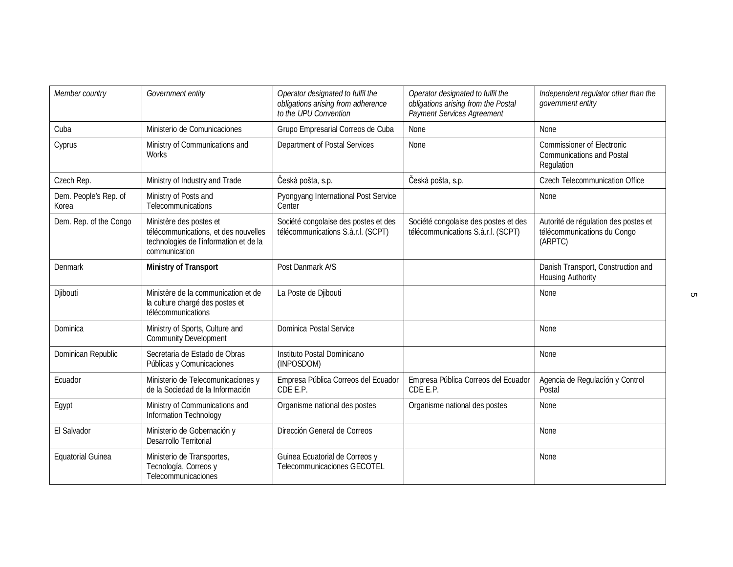| *Member country* | *Government entity* | *Operator designated to fulfil the obligations arising from adherence to the UPU Convention* | *Operator designated to fulfil the obligations arising from the Postal Payment Services Agreement* | *Independent regulator other than the government entity* |
|---|---|---|---|---|
| Cuba | Ministerio de Comunicaciones | Grupo Empresarial Correos de Cuba | None | None |
| Cyprus | Ministry of Communications and Works | Department of Postal Services | None | Commissioner of Electronic Communications and Postal Regulation |
| Czech Rep. | Ministry of Industry and Trade | Česká pošta, s.p. | Česká pošta, s.p. | Czech Telecommunication Office |
| Dem. People's Rep. of Korea | Ministry of Posts and Telecommunications | Pyongyang International Post Service Center | | None |
| Dem. Rep. of the Congo | Ministère des postes et télécommunications, et des nouvelles technologies de l'information et de la communication | Société congolaise des postes et des télécommunications S.à.r.l. (SCPT) | Société congolaise des postes et des télécommunications S.à.r.l. (SCPT) | Autorité de régulation des postes et télécommunications du Congo (ARPTC) |
| Denmark | **Ministry of Transport** | Post Danmark A/S | | Danish Transport, Construction and Housing Authority |
| Djibouti | Ministère de la communication et de la culture chargé des postes et télécommunications | La Poste de Djibouti | | None |
| Dominica | Ministry of Sports, Culture and Community Development | Dominica Postal Service | | None |
| Dominican Republic | Secretaria de Estado de Obras Públicas y Comunicaciones | Instituto Postal Dominicano (INPOSDOM) | | None |
| Ecuador | Ministerio de Telecomunicaciones y de la Sociedad de la Información | Empresa Pública Correos del Ecuador CDE E.P. | Empresa Pública Correos del Ecuador CDE E.P. | Agencia de Regulacíón y Control Postal |
| Egypt | Ministry of Communications and Information Technology | Organisme national des postes | Organisme national des postes | None |
| El Salvador | Ministerio de Gobernación y Desarrollo Territorial | Dirección General de Correos | | None |
| Equatorial Guinea | Ministerio de Transportes, Tecnología, Correos y Telecommunicaciones | Guinea Ecuatorial de Correos y Telecommunicaciones GECOTEL | | None |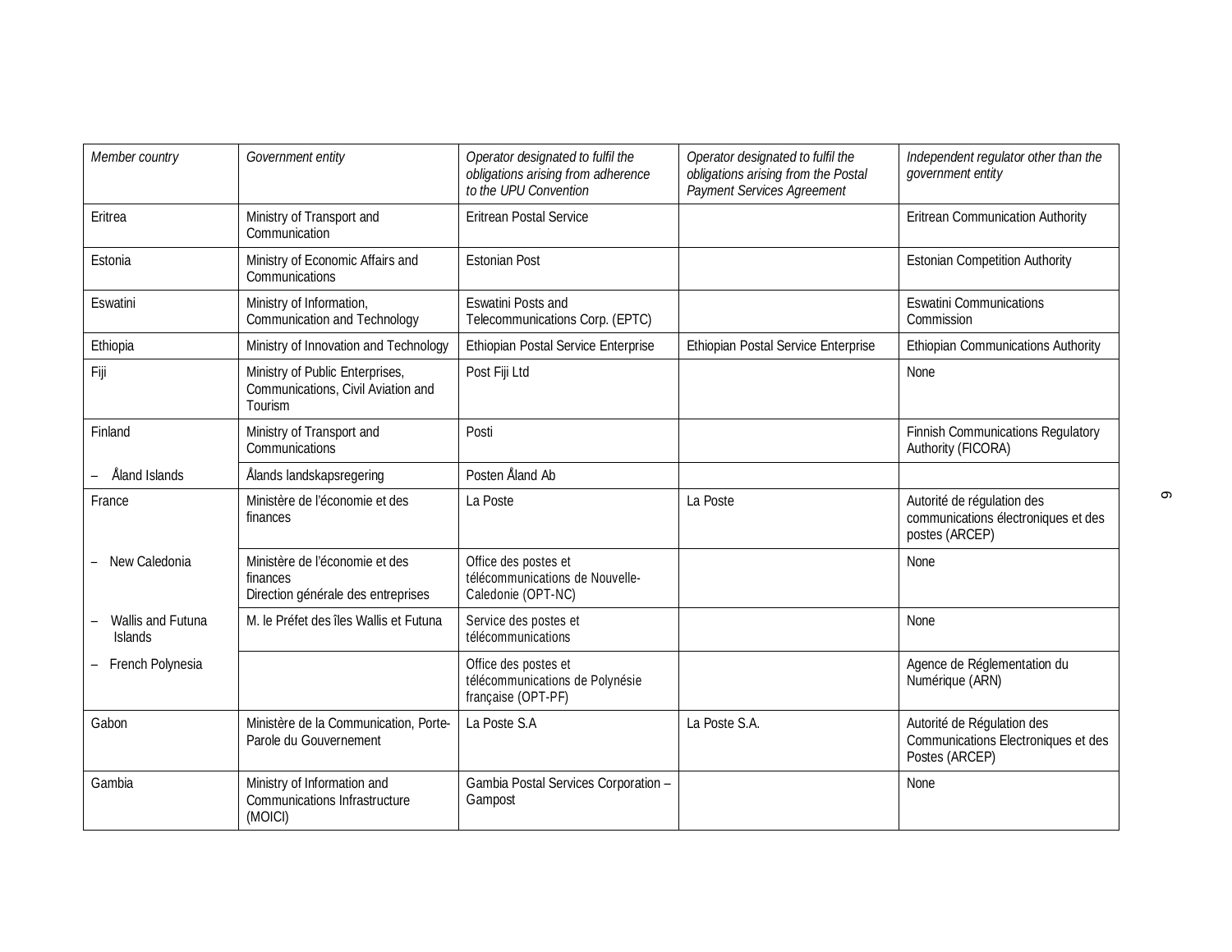| *Member country* | *Government entity* | *Operator designated to fulfil the obligations arising from adherence to the UPU Convention* | *Operator designated to fulfil the obligations arising from the Postal Payment Services Agreement* | *Independent regulator other than the government entity* |
|---|---|---|---|---|
| Eritrea | Ministry of Transport and Communication | Eritrean Postal Service | | Eritrean Communication Authority |
| Estonia | Ministry of Economic Affairs and Communications | Estonian Post | | Estonian Competition Authority |
| Eswatini | Ministry of Information, Communication and Technology | Eswatini Posts and Telecommunications Corp. (EPTC) | | Eswatini Communications Commission |
| Ethiopia | Ministry of Innovation and Technology | Ethiopian Postal Service Enterprise | Ethiopian Postal Service Enterprise | Ethiopian Communications Authority |
| Fiji | Ministry of Public Enterprises, Communications, Civil Aviation and Tourism | Post Fiji Ltd | | None |
| Finland | Ministry of Transport and Communications | Posti | | Finnish Communications Regulatory Authority (FICORA) |
| – Åland Islands | Ålands landskapsregering | Posten Åland Ab | | |
| France | Ministère de l'économie et des finances | La Poste | La Poste | Autorité de régulation des communications électroniques et des postes (ARCEP) |
| – New Caledonia | Ministère de l'économie et des finances<br>Direction générale des entreprises | Office des postes et télécommunications de Nouvelle-Caledonie (OPT-NC) | | None |
| – Wallis and Futuna Islands | M. le Préfet des îles Wallis et Futuna | Service des postes et télécommunications | | None |
| – French Polynesia | | Office des postes et télécommunications de Polynésie française (OPT-PF) | | Agence de Réglementation du Numérique (ARN) |
| Gabon | Ministère de la Communication, Porte-Parole du Gouvernement | La Poste S.A | La Poste S.A. | Autorité de Régulation des Communications Electroniques et des Postes (ARCEP) |
| Gambia | Ministry of Information and Communications Infrastructure (MOICI) | Gambia Postal Services Corporation – Gampost | | None |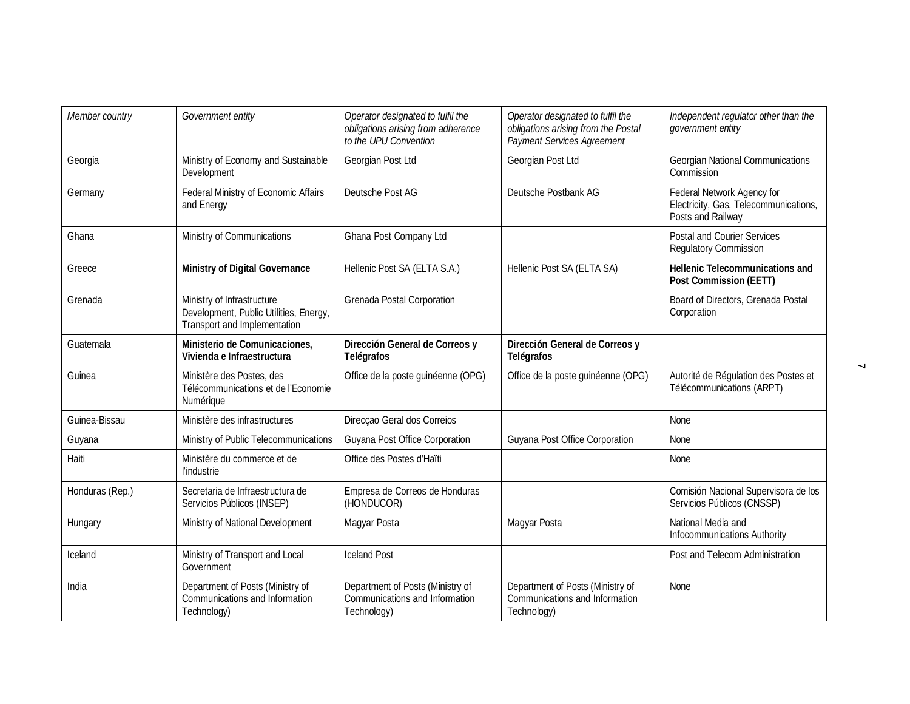| *Member country* | *Government entity* | *Operator designated to fulfil the obligations arising from adherence to the UPU Convention* | *Operator designated to fulfil the obligations arising from the Postal Payment Services Agreement* | *Independent regulator other than the government entity* |
|---|---|---|---|---|
| Georgia | Ministry of Economy and Sustainable Development | Georgian Post Ltd | Georgian Post Ltd | Georgian National Communications Commission |
| Germany | Federal Ministry of Economic Affairs and Energy | Deutsche Post AG | Deutsche Postbank AG | Federal Network Agency for Electricity, Gas, Telecommunications, Posts and Railway |
| Ghana | Ministry of Communications | Ghana Post Company Ltd | | Postal and Courier Services Regulatory Commission |
| Greece | **Ministry of Digital Governance** | Hellenic Post SA (ELTA S.A.) | Hellenic Post SA (ELTA SA) | **Hellenic Telecommunications and Post Commission (EETT)** |
| Grenada | Ministry of Infrastructure Development, Public Utilities, Energy, Transport and Implementation | Grenada Postal Corporation | | Board of Directors, Grenada Postal Corporation |
| Guatemala | **Ministerio de Comunicaciones, Vivienda e Infraestructura** | **Dirección General de Correos y Telégrafos** | **Dirección General de Correos y Telégrafos** | |
| Guinea | Ministère des Postes, des Télécommunications et de l'Economie Numérique | Office de la poste guinéenne (OPG) | Office de la poste guinéenne (OPG) | Autorité de Régulation des Postes et Télécommunications (ARPT) |
| Guinea-Bissau | Ministère des infrastructures | Direcçao Geral dos Correios | | None |
| Guyana | Ministry of Public Telecommunications | Guyana Post Office Corporation | Guyana Post Office Corporation | None |
| Haiti | Ministère du commerce et de l'industrie | Office des Postes d'Haïti | | None |
| Honduras (Rep.) | Secretaria de Infraestructura de Servicios Públicos (INSEP) | Empresa de Correos de Honduras (HONDUCOR) | | Comisión Nacional Supervisora de los Servicios Públicos (CNSSP) |
| Hungary | Ministry of National Development | Magyar Posta | Magyar Posta | National Media and Infocommunications Authority |
| Iceland | Ministry of Transport and Local Government | Iceland Post | | Post and Telecom Administration |
| India | Department of Posts (Ministry of Communications and Information Technology) | Department of Posts (Ministry of Communications and Information Technology) | Department of Posts (Ministry of Communications and Information Technology) | None |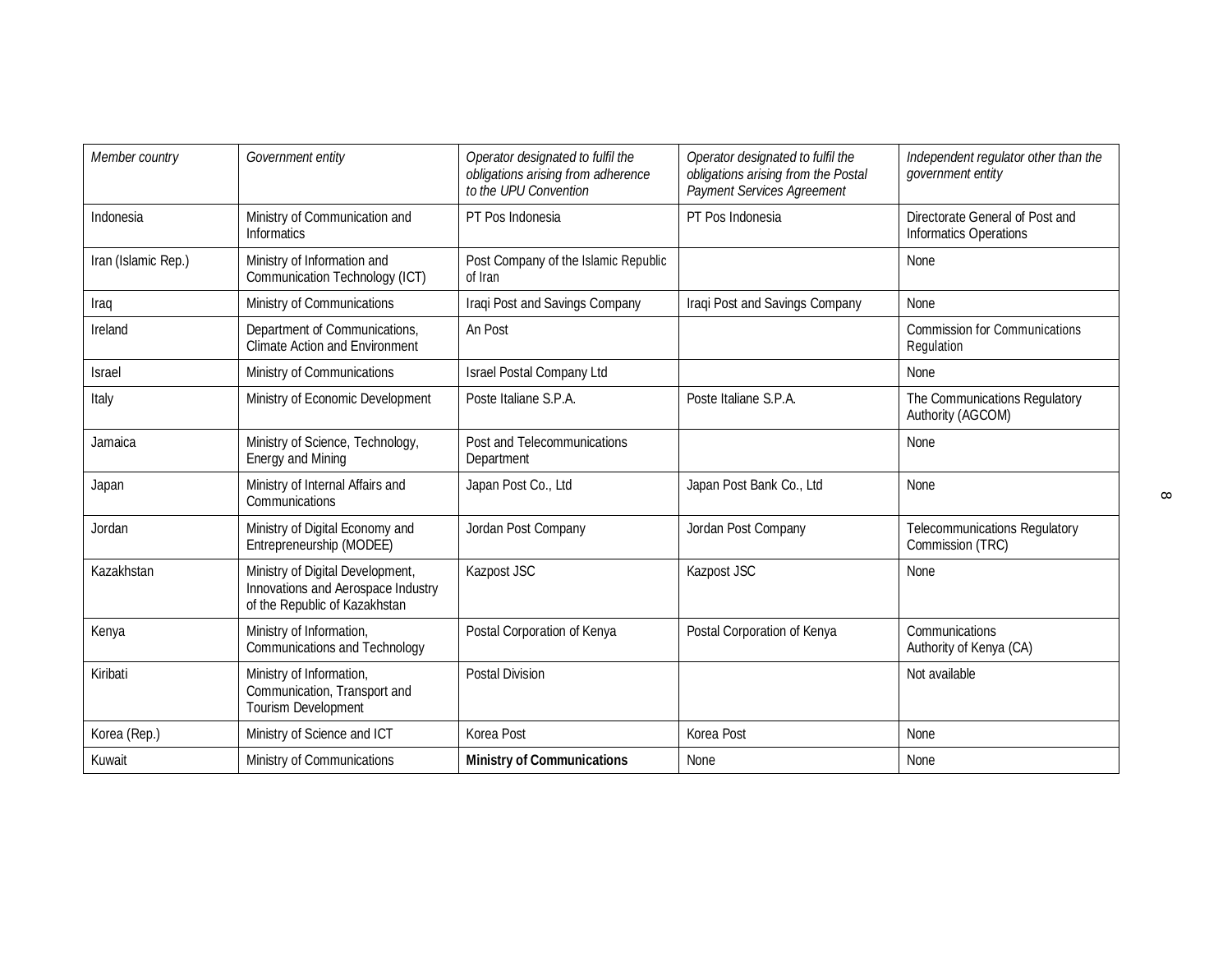| *Member country* | *Government entity* | *Operator designated to fulfil the obligations arising from adherence to the UPU Convention* | *Operator designated to fulfil the obligations arising from the Postal Payment Services Agreement* | *Independent regulator other than the government entity* |
|---|---|---|---|---|
| Indonesia | Ministry of Communication and Informatics | PT Pos Indonesia | PT Pos Indonesia | Directorate General of Post and Informatics Operations |
| Iran (Islamic Rep.) | Ministry of Information and Communication Technology (ICT) | Post Company of the Islamic Republic of Iran | | None |
| Iraq | Ministry of Communications | Iraqi Post and Savings Company | Iraqi Post and Savings Company | None |
| Ireland | Department of Communications, Climate Action and Environment | An Post | | Commission for Communications Regulation |
| Israel | Ministry of Communications | Israel Postal Company Ltd | | None |
| Italy | Ministry of Economic Development | Poste Italiane S.P.A. | Poste Italiane S.P.A. | The Communications Regulatory Authority (AGCOM) |
| Jamaica | Ministry of Science, Technology, Energy and Mining | Post and Telecommunications Department | | None |
| Japan | Ministry of Internal Affairs and Communications | Japan Post Co., Ltd | Japan Post Bank Co., Ltd | None |
| Jordan | Ministry of Digital Economy and Entrepreneurship (MODEE) | Jordan Post Company | Jordan Post Company | Telecommunications Regulatory Commission (TRC) |
| Kazakhstan | Ministry of Digital Development, Innovations and Aerospace Industry of the Republic of Kazakhstan | Kazpost JSC | Kazpost JSC | None |
| Kenya | Ministry of Information, Communications and Technology | Postal Corporation of Kenya | Postal Corporation of Kenya | Communications Authority of Kenya (CA) |
| Kiribati | Ministry of Information, Communication, Transport and Tourism Development | Postal Division | | Not available |
| Korea (Rep.) | Ministry of Science and ICT | Korea Post | Korea Post | None |
| Kuwait | Ministry of Communications | **Ministry of Communications** | None | None |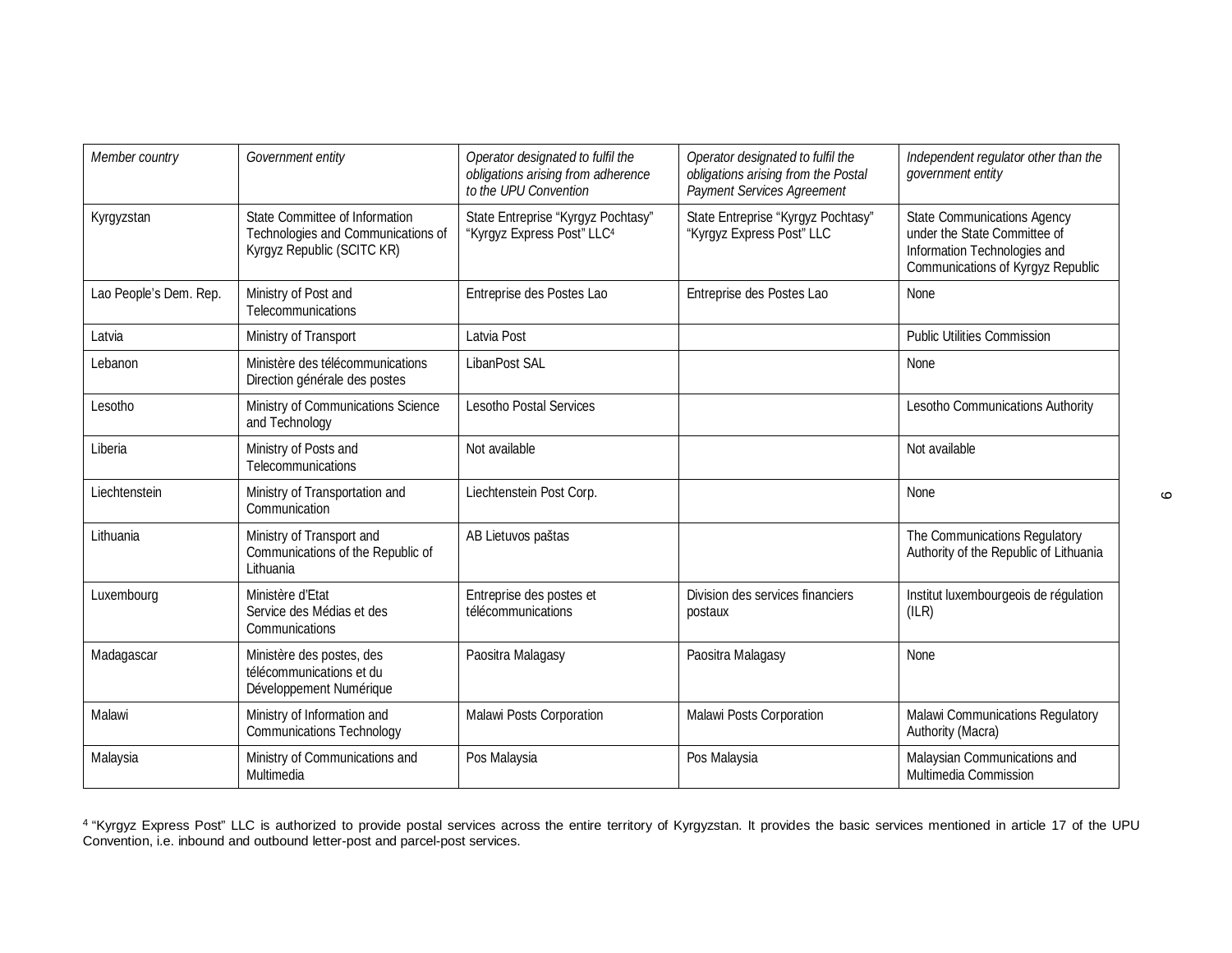| *Member country* | *Government entity* | *Operator designated to fulfil the obligations arising from adherence to the UPU Convention* | *Operator designated to fulfil the obligations arising from the Postal Payment Services Agreement* | *Independent regulator other than the government entity* |
|---|---|---|---|---|
| Kyrgyzstan | State Committee of Information Technologies and Communications of Kyrgyz Republic (SCITC KR) | State Entreprise "Kyrgyz Pochtasy" "Kyrgyz Express Post" LLC[4] | State Entreprise "Kyrgyz Pochtasy" "Kyrgyz Express Post" LLC | State Communications Agency under the State Committee of Information Technologies and Communications of Kyrgyz Republic |
| Lao People's Dem. Rep. | Ministry of Post and Telecommunications | Entreprise des Postes Lao | Entreprise des Postes Lao | None |
| Latvia | Ministry of Transport | Latvia Post | | Public Utilities Commission |
| Lebanon | Ministère des télécommunications Direction générale des postes | LibanPost SAL | | None |
| Lesotho | Ministry of Communications Science and Technology | Lesotho Postal Services | | Lesotho Communications Authority |
| Liberia | Ministry of Posts and Telecommunications | Not available | | Not available |
| Liechtenstein | Ministry of Transportation and Communication | Liechtenstein Post Corp. | | None |
| Lithuania | Ministry of Transport and Communications of the Republic of Lithuania | AB Lietuvos paštas | | The Communications Regulatory Authority of the Republic of Lithuania |
| Luxembourg | Ministère d'Etat Service des Médias et des Communications | Entreprise des postes et télécommunications | Division des services financiers postaux | Institut luxembourgeois de régulation (ILR) |
| Madagascar | Ministère des postes, des télécommunications et du Développement Numérique | Paositra Malagasy | Paositra Malagasy | None |
| Malawi | Ministry of Information and Communications Technology | Malawi Posts Corporation | Malawi Posts Corporation | Malawi Communications Regulatory Authority (Macra) |
| Malaysia | Ministry of Communications and Multimedia | Pos Malaysia | Pos Malaysia | Malaysian Communications and Multimedia Commission |

[4] "Kyrgyz Express Post" LLC is authorized to provide postal services across the entire territory of Kyrgyzstan. It provides the basic services mentioned in article 17 of the UPU Convention, i.e. inbound and outbound letter-post and parcel-post services.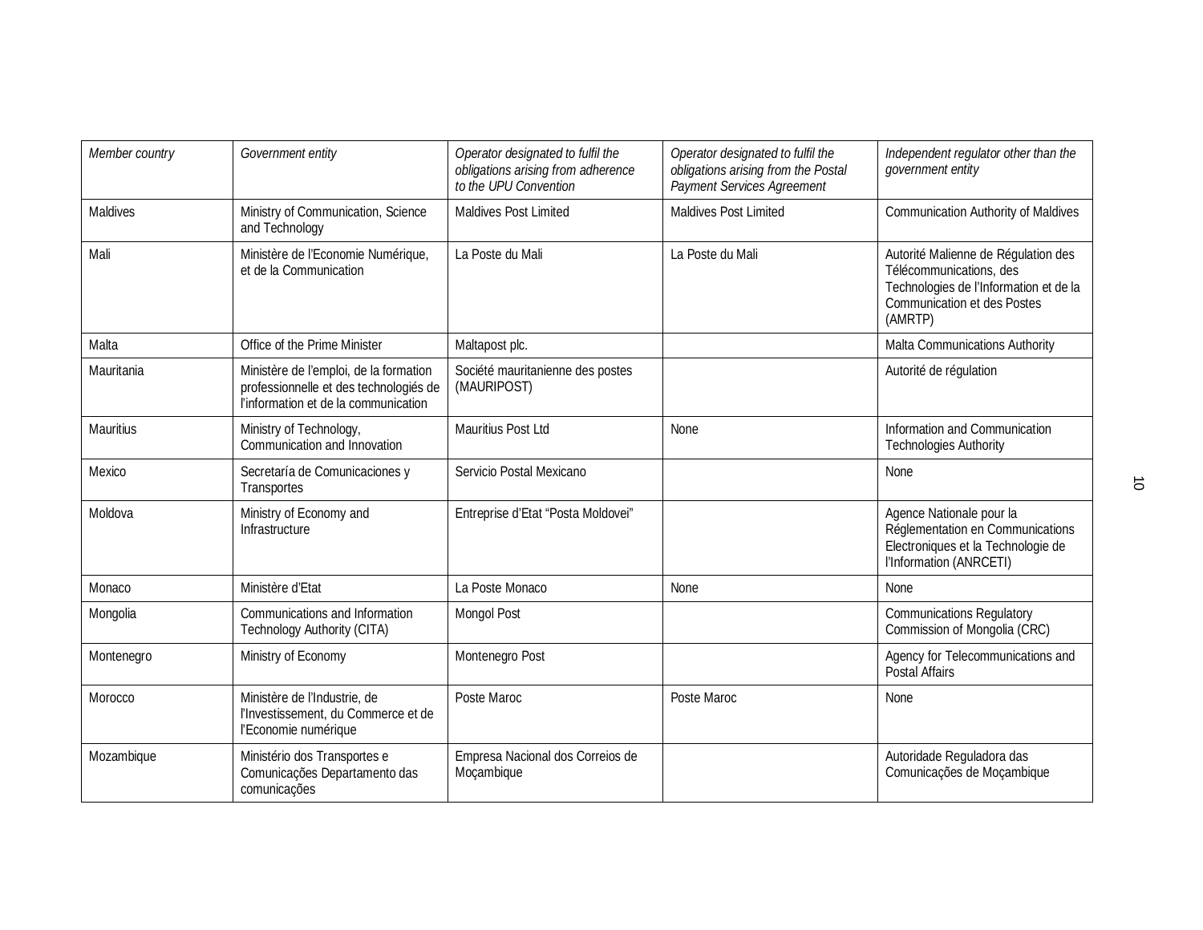| *Member country* | *Government entity* | *Operator designated to fulfil the obligations arising from adherence to the UPU Convention* | *Operator designated to fulfil the obligations arising from the Postal Payment Services Agreement* | *Independent regulator other than the government entity* |
|---|---|---|---|---|
| Maldives | Ministry of Communication, Science and Technology | Maldives Post Limited | Maldives Post Limited | Communication Authority of Maldives |
| Mali | Ministère de l'Economie Numérique, et de la Communication | La Poste du Mali | La Poste du Mali | Autorité Malienne de Régulation des Télécommunications, des Technologies de l'Information et de la Communication et des Postes (AMRTP) |
| Malta | Office of the Prime Minister | Maltapost plc. | | Malta Communications Authority |
| Mauritania | Ministère de l'emploi, de la formation professionnelle et des technologiés de l'information et de la communication | Société mauritanienne des postes (MAURIPOST) | | Autorité de régulation |
| Mauritius | Ministry of Technology, Communication and Innovation | Mauritius Post Ltd | None | Information and Communication Technologies Authority |
| Mexico | Secretaría de Comunicaciones y Transportes | Servicio Postal Mexicano | | None |
| Moldova | Ministry of Economy and Infrastructure | Entreprise d'Etat "Posta Moldovei" | | Agence Nationale pour la Réglementation en Communications Electroniques et la Technologie de l'Information (ANRCETI) |
| Monaco | Ministère d'Etat | La Poste Monaco | None | None |
| Mongolia | Communications and Information Technology Authority (CITA) | Mongol Post | | Communications Regulatory Commission of Mongolia (CRC) |
| Montenegro | Ministry of Economy | Montenegro Post | | Agency for Telecommunications and Postal Affairs |
| Morocco | Ministère de l'Industrie, de l'Investissement, du Commerce et de l'Economie numérique | Poste Maroc | Poste Maroc | None |
| Mozambique | Ministério dos Transportes e Comunicações Departamento das comunicações | Empresa Nacional dos Correios de Moçambique | | Autoridade Reguladora das Comunicações de Moçambique |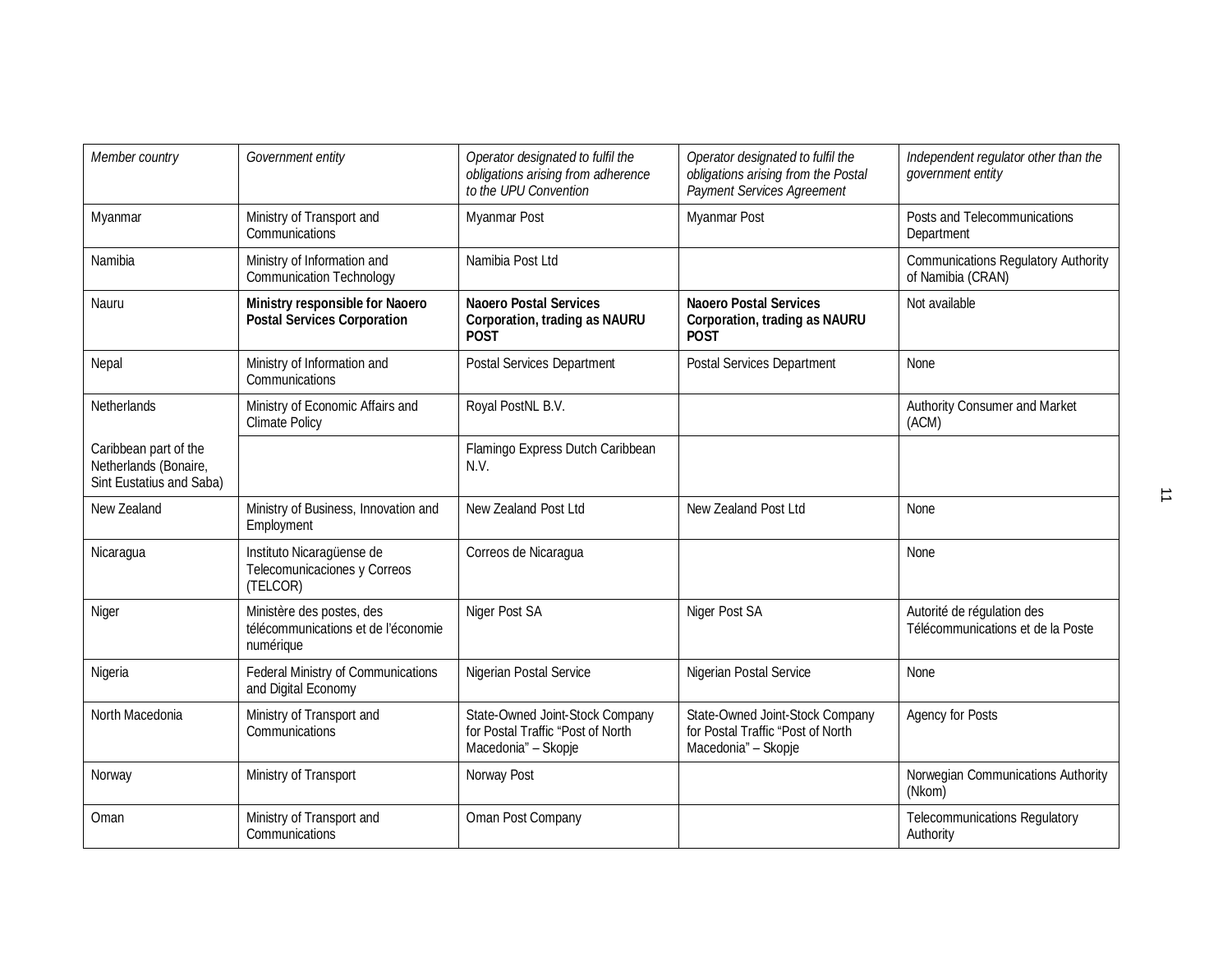| *Member country* | *Government entity* | *Operator designated to fulfil the obligations arising from adherence to the UPU Convention* | *Operator designated to fulfil the obligations arising from the Postal Payment Services Agreement* | *Independent regulator other than the government entity* |
|---|---|---|---|---|
| Myanmar | Ministry of Transport and Communications | Myanmar Post | Myanmar Post | Posts and Telecommunications Department |
| Namibia | Ministry of Information and Communication Technology | Namibia Post Ltd | | Communications Regulatory Authority of Namibia (CRAN) |
| Nauru | **Ministry responsible for Naoero Postal Services Corporation** | **Naoero Postal Services Corporation, trading as NAURU POST** | **Naoero Postal Services Corporation, trading as NAURU POST** | Not available |
| Nepal | Ministry of Information and Communications | Postal Services Department | Postal Services Department | None |
| Netherlands | Ministry of Economic Affairs and Climate Policy | Royal PostNL B.V. | | Authority Consumer and Market (ACM) |
| Caribbean part of the Netherlands (Bonaire, Sint Eustatius and Saba) | | Flamingo Express Dutch Caribbean N.V. | | |
| New Zealand | Ministry of Business, Innovation and Employment | New Zealand Post Ltd | New Zealand Post Ltd | None |
| Nicaragua | Instituto Nicaragüense de Telecomunicaciones y Correos (TELCOR) | Correos de Nicaragua | | None |
| Niger | Ministère des postes, des télécommunications et de l'économie numérique | Niger Post SA | Niger Post SA | Autorité de régulation des Télécommunications et de la Poste |
| Nigeria | Federal Ministry of Communications and Digital Economy | Nigerian Postal Service | Nigerian Postal Service | None |
| North Macedonia | Ministry of Transport and Communications | State-Owned Joint-Stock Company for Postal Traffic "Post of North Macedonia" – Skopje | State-Owned Joint-Stock Company for Postal Traffic "Post of North Macedonia" – Skopje | Agency for Posts |
| Norway | Ministry of Transport | Norway Post | | Norwegian Communications Authority (Nkom) |
| Oman | Ministry of Transport and Communications | Oman Post Company | | Telecommunications Regulatory Authority |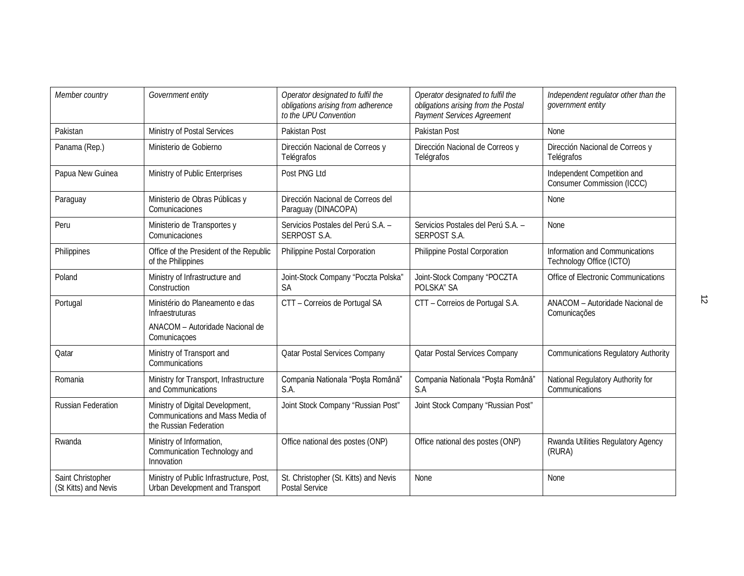| *Member country* | *Government entity* | *Operator designated to fulfil the obligations arising from adherence to the UPU Convention* | *Operator designated to fulfil the obligations arising from the Postal Payment Services Agreement* | *Independent regulator other than the government entity* |
|---|---|---|---|---|
| Pakistan | Ministry of Postal Services | Pakistan Post | Pakistan Post | None |
| Panama (Rep.) | Ministerio de Gobierno | Dirección Nacional de Correos y Telégrafos | Dirección Nacional de Correos y Telégrafos | Dirección Nacional de Correos y Telégrafos |
| Papua New Guinea | Ministry of Public Enterprises | Post PNG Ltd | | Independent Competition and Consumer Commission (ICCC) |
| Paraguay | Ministerio de Obras Públicas y Comunicaciones | Dirección Nacional de Correos del Paraguay (DINACOPA) | | None |
| Peru | Ministerio de Transportes y Comunicaciones | Servicios Postales del Perú S.A. – SERPOST S.A. | Servicios Postales del Perú S.A. – SERPOST S.A. | None |
| Philippines | Office of the President of the Republic of the Philippines | Philippine Postal Corporation | Philippine Postal Corporation | Information and Communications Technology Office (ICTO) |
| Poland | Ministry of Infrastructure and Construction | Joint-Stock Company "Poczta Polska" SA | Joint-Stock Company "POCZTA POLSKA" SA | Office of Electronic Communications |
| Portugal | Ministério do Planeamento e das Infraestruturas<br>ANACOM – Autoridade Nacional de Comunicaçoes | CTT – Correios de Portugal SA | CTT – Correios de Portugal S.A. | ANACOM – Autoridade Nacional de Comunicações |
| Qatar | Ministry of Transport and Communications | Qatar Postal Services Company | Qatar Postal Services Company | Communications Regulatory Authority |
| Romania | Ministry for Transport, Infrastructure and Communications | Compania Nationala "Poşta Românâ" S.A. | Compania Nationala "Poşta Românâ" S.A | National Regulatory Authority for Communications |
| Russian Federation | Ministry of Digital Development, Communications and Mass Media of the Russian Federation | Joint Stock Company "Russian Post" | Joint Stock Company "Russian Post" | |
| Rwanda | Ministry of Information, Communication Technology and Innovation | Office national des postes (ONP) | Office national des postes (ONP) | Rwanda Utilities Regulatory Agency (RURA) |
| Saint Christopher (St Kitts) and Nevis | Ministry of Public Infrastructure, Post, Urban Development and Transport | St. Christopher (St. Kitts) and Nevis Postal Service | None | None |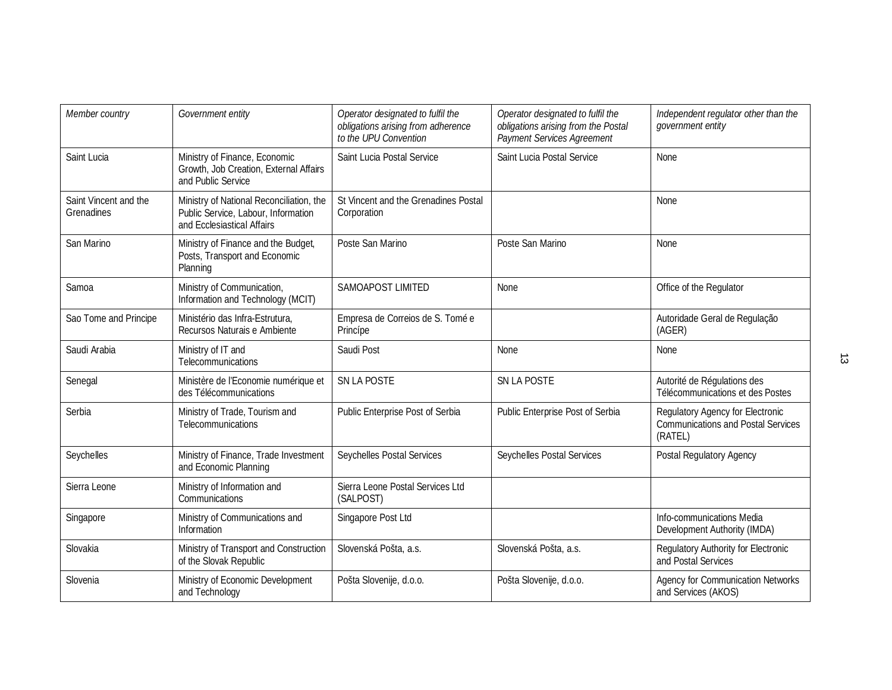| *Member country* | *Government entity* | *Operator designated to fulfil the obligations arising from adherence to the UPU Convention* | *Operator designated to fulfil the obligations arising from the Postal Payment Services Agreement* | *Independent regulator other than the government entity* |
|---|---|---|---|---|
| Saint Lucia | Ministry of Finance, Economic Growth, Job Creation, External Affairs and Public Service | Saint Lucia Postal Service | Saint Lucia Postal Service | None |
| Saint Vincent and the Grenadines | Ministry of National Reconciliation, the Public Service, Labour, Information and Ecclesiastical Affairs | St Vincent and the Grenadines Postal Corporation | | None |
| San Marino | Ministry of Finance and the Budget, Posts, Transport and Economic Planning | Poste San Marino | Poste San Marino | None |
| Samoa | Ministry of Communication, Information and Technology (MCIT) | SAMOAPOST LIMITED | None | Office of the Regulator |
| Sao Tome and Principe | Ministério das Infra-Estrutura, Recursos Naturais e Ambiente | Empresa de Correios de S. Tomé e Princípe | | Autoridade Geral de Regulação (AGER) |
| Saudi Arabia | Ministry of IT and Telecommunications | Saudi Post | None | None |
| Senegal | Ministère de l'Economie numérique et des Télécommunications | SN LA POSTE | SN LA POSTE | Autorité de Régulations des Télécommunications et des Postes |
| Serbia | Ministry of Trade, Tourism and Telecommunications | Public Enterprise Post of Serbia | Public Enterprise Post of Serbia | Regulatory Agency for Electronic Communications and Postal Services (RATEL) |
| Seychelles | Ministry of Finance, Trade Investment and Economic Planning | Seychelles Postal Services | Seychelles Postal Services | Postal Regulatory Agency |
| Sierra Leone | Ministry of Information and Communications | Sierra Leone Postal Services Ltd (SALPOST) | | |
| Singapore | Ministry of Communications and Information | Singapore Post Ltd | | Info-communications Media Development Authority (IMDA) |
| Slovakia | Ministry of Transport and Construction of the Slovak Republic | Slovenská Pošta, a.s. | Slovenská Pošta, a.s. | Regulatory Authority for Electronic and Postal Services |
| Slovenia | Ministry of Economic Development and Technology | Pošta Slovenije, d.o.o. | Pošta Slovenije, d.o.o. | Agency for Communication Networks and Services (AKOS) |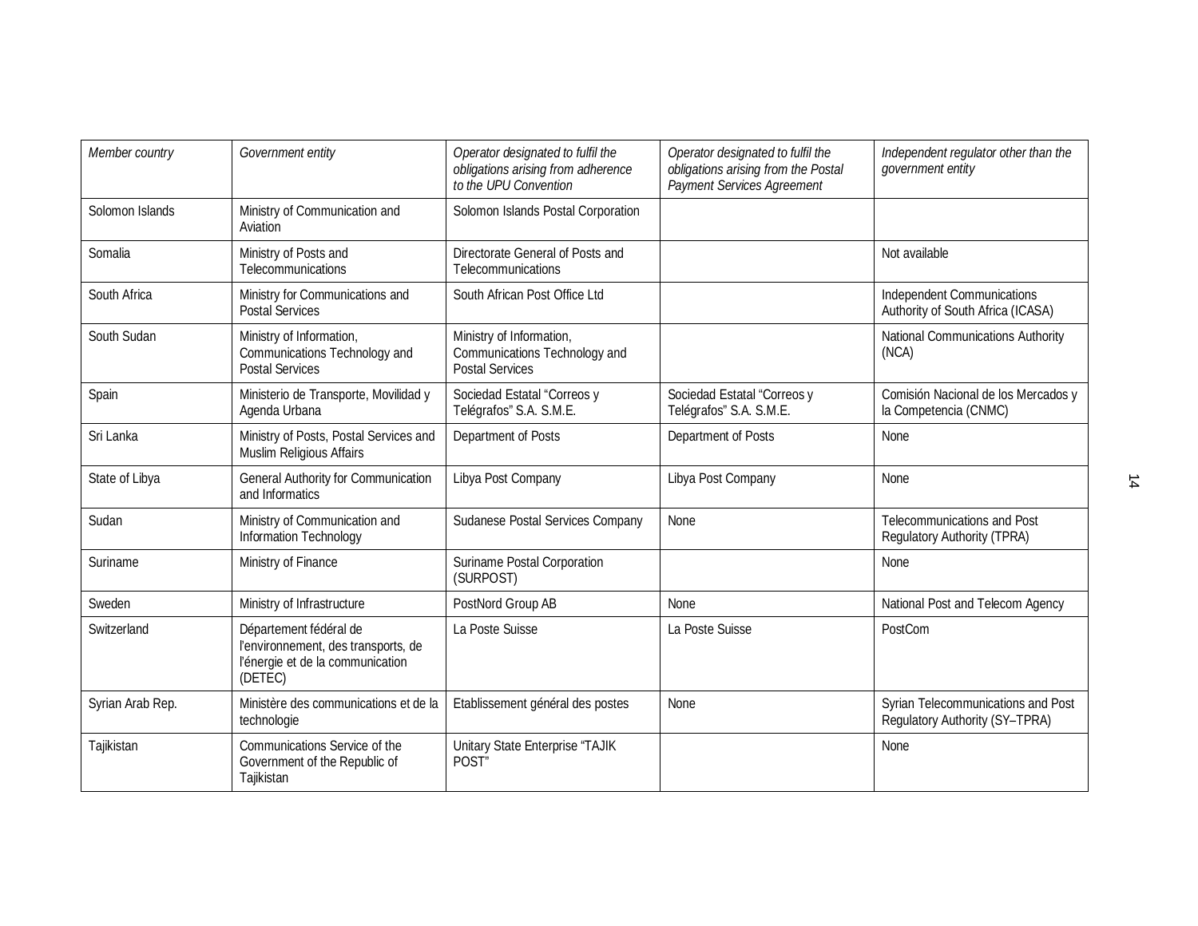| *Member country* | *Government entity* | *Operator designated to fulfil the obligations arising from adherence to the UPU Convention* | *Operator designated to fulfil the obligations arising from the Postal Payment Services Agreement* | *Independent regulator other than the government entity* |
|---|---|---|---|---|
| Solomon Islands | Ministry of Communication and Aviation | Solomon Islands Postal Corporation | | |
| Somalia | Ministry of Posts and Telecommunications | Directorate General of Posts and Telecommunications | | Not available |
| South Africa | Ministry for Communications and Postal Services | South African Post Office Ltd | | Independent Communications Authority of South Africa (ICASA) |
| South Sudan | Ministry of Information, Communications Technology and Postal Services | Ministry of Information, Communications Technology and Postal Services | | National Communications Authority (NCA) |
| Spain | Ministerio de Transporte, Movilidad y Agenda Urbana | Sociedad Estatal "Correos y Telégrafos" S.A. S.M.E. | Sociedad Estatal "Correos y Telégrafos" S.A. S.M.E. | Comisión Nacional de los Mercados y la Competencia (CNMC) |
| Sri Lanka | Ministry of Posts, Postal Services and Muslim Religious Affairs | Department of Posts | Department of Posts | None |
| State of Libya | General Authority for Communication and Informatics | Libya Post Company | Libya Post Company | None |
| Sudan | Ministry of Communication and Information Technology | Sudanese Postal Services Company | None | Telecommunications and Post Regulatory Authority (TPRA) |
| Suriname | Ministry of Finance | Suriname Postal Corporation (SURPOST) | | None |
| Sweden | Ministry of Infrastructure | PostNord Group AB | None | National Post and Telecom Agency |
| Switzerland | Département fédéral de l'environnement, des transports, de l'énergie et de la communication (DETEC) | La Poste Suisse | La Poste Suisse | PostCom |
| Syrian Arab Rep. | Ministère des communications et de la technologie | Etablissement général des postes | None | Syrian Telecommunications and Post Regulatory Authority (SY–TPRA) |
| Tajikistan | Communications Service of the Government of the Republic of Tajikistan | Unitary State Enterprise "TAJIK POST" | | None |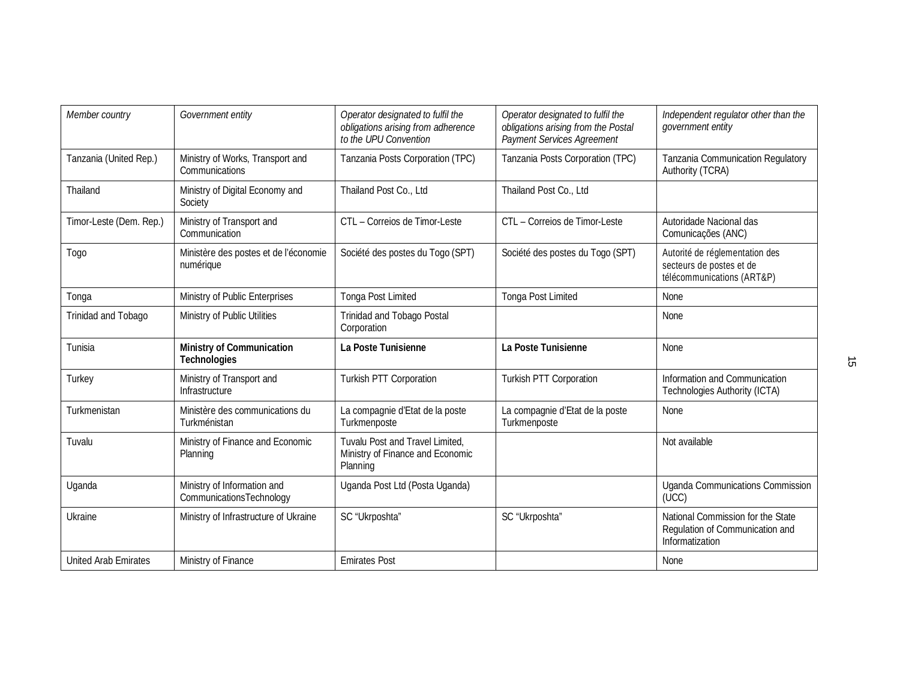| *Member country* | *Government entity* | *Operator designated to fulfil the obligations arising from adherence to the UPU Convention* | *Operator designated to fulfil the obligations arising from the Postal Payment Services Agreement* | *Independent regulator other than the government entity* |
|---|---|---|---|---|
| Tanzania (United Rep.) | Ministry of Works, Transport and Communications | Tanzania Posts Corporation (TPC) | Tanzania Posts Corporation (TPC) | Tanzania Communication Regulatory Authority (TCRA) |
| Thailand | Ministry of Digital Economy and Society | Thailand Post Co., Ltd | Thailand Post Co., Ltd | |
| Timor-Leste (Dem. Rep.) | Ministry of Transport and Communication | CTL – Correios de Timor-Leste | CTL – Correios de Timor-Leste | Autoridade Nacional das Comunicações (ANC) |
| Togo | Ministère des postes et de l'économie numérique | Société des postes du Togo (SPT) | Société des postes du Togo (SPT) | Autorité de réglementation des secteurs de postes et de télécommunications (ART&P) |
| Tonga | Ministry of Public Enterprises | Tonga Post Limited | Tonga Post Limited | None |
| Trinidad and Tobago | Ministry of Public Utilities | Trinidad and Tobago Postal Corporation | | None |
| Tunisia | **Ministry of Communication Technologies** | **La Poste Tunisienne** | **La Poste Tunisienne** | None |
| Turkey | Ministry of Transport and Infrastructure | Turkish PTT Corporation | Turkish PTT Corporation | Information and Communication Technologies Authority (ICTA) |
| Turkmenistan | Ministère des communications du Turkménistan | La compagnie d'Etat de la poste Turkmenposte | La compagnie d'Etat de la poste Turkmenposte | None |
| Tuvalu | Ministry of Finance and Economic Planning | Tuvalu Post and Travel Limited, Ministry of Finance and Economic Planning | | Not available |
| Uganda | Ministry of Information and CommunicationsTechnology | Uganda Post Ltd (Posta Uganda) | | Uganda Communications Commission (UCC) |
| Ukraine | Ministry of Infrastructure of Ukraine | SC "Ukrposhta" | SC "Ukrposhta" | National Commission for the State Regulation of Communication and Informatization |
| United Arab Emirates | Ministry of Finance | Emirates Post | | None |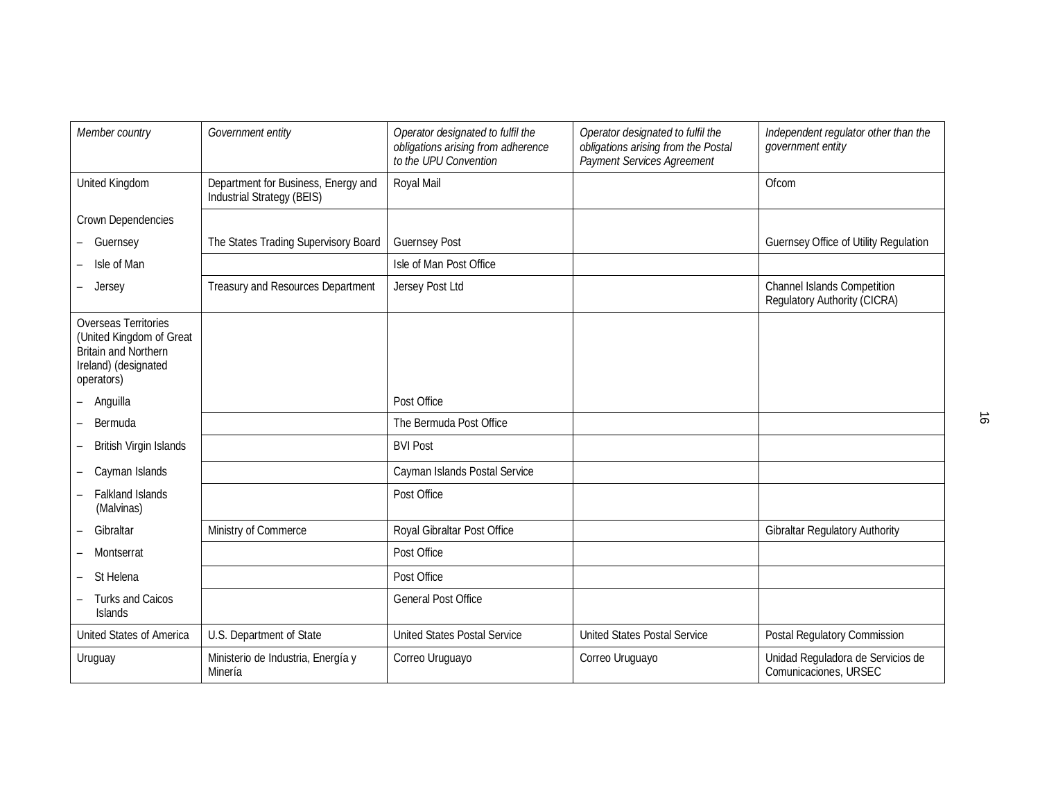| *Member country* | *Government entity* | *Operator designated to fulfil the obligations arising from adherence to the UPU Convention* | *Operator designated to fulfil the obligations arising from the Postal Payment Services Agreement* | *Independent regulator other than the government entity* |
|---|---|---|---|---|
| United Kingdom | Department for Business, Energy and Industrial Strategy (BEIS) | Royal Mail | | Ofcom |
| Crown Dependencies | | | | |
| – Guernsey | The States Trading Supervisory Board | Guernsey Post | | Guernsey Office of Utility Regulation |
| – Isle of Man | | Isle of Man Post Office | | |
| – Jersey | Treasury and Resources Department | Jersey Post Ltd | | Channel Islands Competition Regulatory Authority (CICRA) |
| Overseas Territories (United Kingdom of Great Britain and Northern Ireland) (designated operators) | | | | |
| – Anguilla | | Post Office | | |
| – Bermuda | | The Bermuda Post Office | | |
| – British Virgin Islands | | BVI Post | | |
| – Cayman Islands | | Cayman Islands Postal Service | | |
| – Falkland Islands (Malvinas) | | Post Office | | |
| – Gibraltar | Ministry of Commerce | Royal Gibraltar Post Office | | Gibraltar Regulatory Authority |
| – Montserrat | | Post Office | | |
| – St Helena | | Post Office | | |
| – Turks and Caicos Islands | | General Post Office | | |
| United States of America | U.S. Department of State | United States Postal Service | United States Postal Service | Postal Regulatory Commission |
| Uruguay | Ministerio de Industria, Energía y Minería | Correo Uruguayo | Correo Uruguayo | Unidad Reguladora de Servicios de Comunicaciones, URSEC |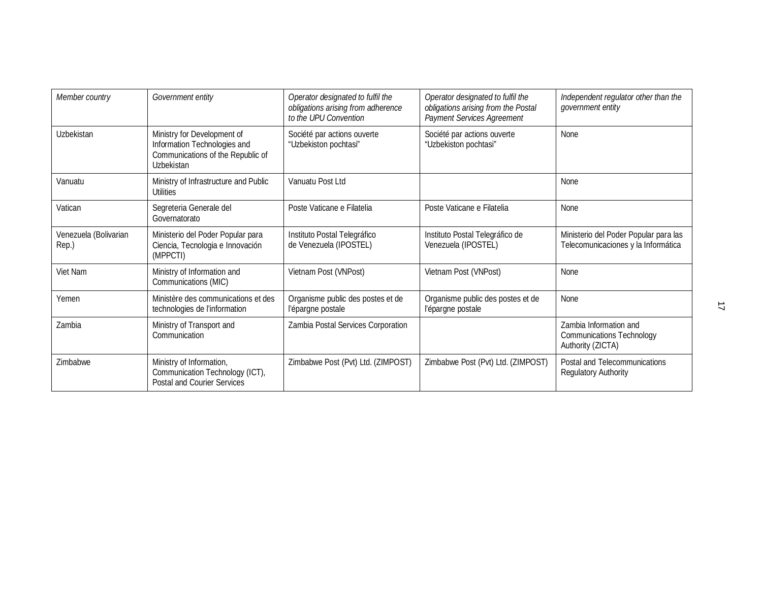| *Member country* | *Government entity* | *Operator designated to fulfil the obligations arising from adherence to the UPU Convention* | *Operator designated to fulfil the obligations arising from the Postal Payment Services Agreement* | *Independent regulator other than the government entity* |
|---|---|---|---|---|
| Uzbekistan | Ministry for Development of Information Technologies and Communications of the Republic of Uzbekistan | Société par actions ouverte "Uzbekiston pochtasi" | Société par actions ouverte "Uzbekiston pochtasi" | None |
| Vanuatu | Ministry of Infrastructure and Public Utilities | Vanuatu Post Ltd | | None |
| Vatican | Segreteria Generale del Governatorato | Poste Vaticane e Filatelia | Poste Vaticane e Filatelia | None |
| Venezuela (Bolivarian Rep.) | Ministerio del Poder Popular para Ciencia, Tecnologia e Innovación (MPPCTI) | Instituto Postal Telegráfico de Venezuela (IPOSTEL) | Instituto Postal Telegráfico de Venezuela (IPOSTEL) | Ministerio del Poder Popular para las Telecomunicaciones y la Informática |
| Viet Nam | Ministry of Information and Communications (MIC) | Vietnam Post (VNPost) | Vietnam Post (VNPost) | None |
| Yemen | Ministère des communications et des technologies de l'information | Organisme public des postes et de l'épargne postale | Organisme public des postes et de l'épargne postale | None |
| Zambia | Ministry of Transport and Communication | Zambia Postal Services Corporation | | Zambia Information and Communications Technology Authority (ZICTA) |
| Zimbabwe | Ministry of Information, Communication Technology (ICT), Postal and Courier Services | Zimbabwe Post (Pvt) Ltd. (ZIMPOST) | Zimbabwe Post (Pvt) Ltd. (ZIMPOST) | Postal and Telecommunications Regulatory Authority |